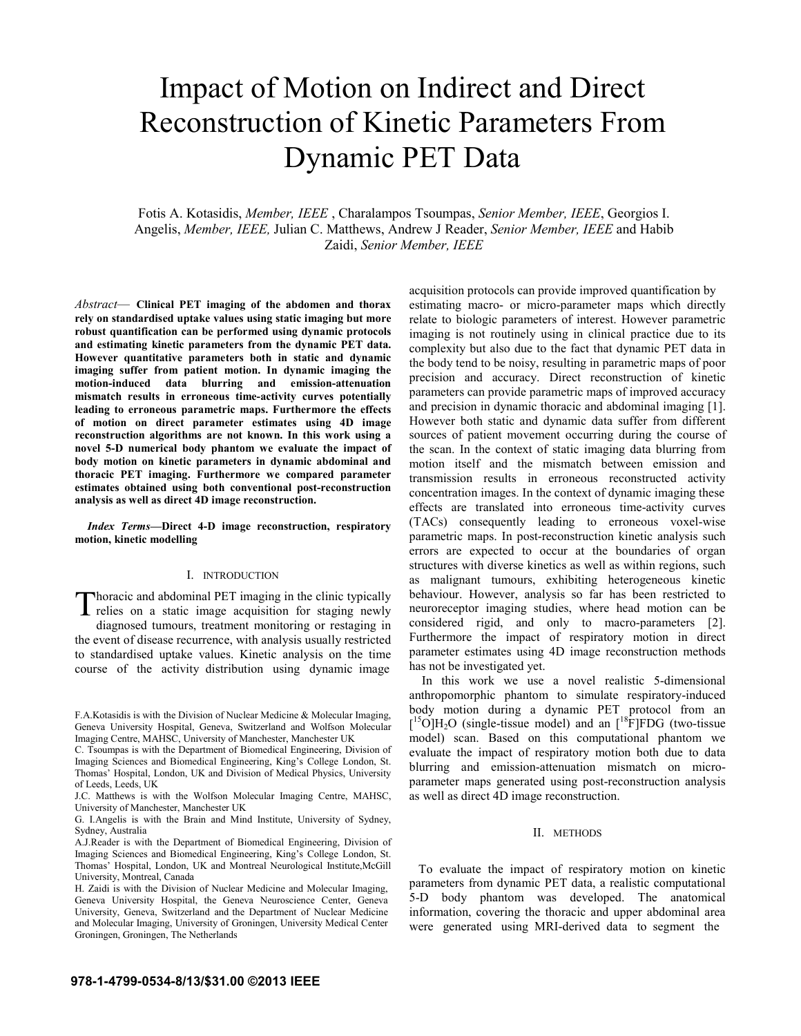# Impact of Motion on Indirect and Direct Reconstruction of Kinetic Parameters From Dynamic PET Data

Fotis A. Kotasidis, *Member, IEEE* , Charalampos Tsoumpas, *Senior Member, IEEE*, Georgios I. Angelis, *Member, IEEE,* Julian C. Matthews, Andrew J Reader, *Senior Member, IEEE* and Habib Zaidi, *Senior Member, IEEE*

*Abstract*— **Clinical PET imaging of the abdomen and thorax rely on standardised uptake values using static imaging but more robust quantification can be performed using dynamic protocols and estimating kinetic parameters from the dynamic PET data. However quantitative parameters both in static and dynamic imaging suffer from patient motion. In dynamic imaging the motion-induced data blurring and emission-attenuation mismatch results in erroneous time-activity curves potentially leading to erroneous parametric maps. Furthermore the effects of motion on direct parameter estimates using 4D image reconstruction algorithms are not known. In this work using a novel 5-D numerical body phantom we evaluate the impact of body motion on kinetic parameters in dynamic abdominal and thoracic PET imaging. Furthermore we compared parameter estimates obtained using both conventional post-reconstruction analysis as well as direct 4D image reconstruction.**

***Index Terms*—Direct 4-D image reconstruction, respiratory motion, kinetic modelling**

## I. Introduction

Thoracic and abdominal PET imaging in the clinic typically relies on a static image acquisition for staging newly diagnosed tumours, treatment monitoring or restaging in the event of disease recurrence, with analysis usually restricted to standardised uptake values. Kinetic analysis on the time course of the activity distribution using dynamic image acquisition protocols can provide improved quantification by estimating macro- or micro-parameter maps which directly relate to biologic parameters of interest. However parametric imaging is not routinely using in clinical practice due to its complexity but also due to the fact that dynamic PET data in the body tend to be noisy, resulting in parametric maps of poor precision and accuracy. Direct reconstruction of kinetic parameters can provide parametric maps of improved accuracy and precision in dynamic thoracic and abdominal imaging [1]. However both static and dynamic data suffer from different sources of patient movement occurring during the course of the scan. In the context of static imaging data blurring from motion itself and the mismatch between emission and transmission results in erroneous reconstructed activity concentration images. In the context of dynamic imaging these effects are translated into erroneous time-activity curves (TACs) consequently leading to erroneous voxel-wise parametric maps. In post-reconstruction kinetic analysis such errors are expected to occur at the boundaries of organ structures with diverse kinetics as well as within regions, such as malignant tumours, exhibiting heterogeneous kinetic behaviour. However, analysis so far has been restricted to neuroreceptor imaging studies, where head motion can be considered rigid, and only to macro-parameters [2]. Furthermore the impact of respiratory motion in direct parameter estimates using 4D image reconstruction methods has not be investigated yet.

In this work we use a novel realistic 5-dimensional anthropomorphic phantom to simulate respiratory-induced body motion during a dynamic PET protocol from an [$^{15}$O]$H_2O$ (single-tissue model) and an [$^{18}$F]FDG (two-tissue model) scan. Based on this computational phantom we evaluate the impact of respiratory motion both due to data blurring and emission-attenuation mismatch on micro-parameter maps generated using post-reconstruction analysis as well as direct 4D image reconstruction.

## II. Methods

To evaluate the impact of respiratory motion on kinetic parameters from dynamic PET data, a realistic computational 5-D body phantom was developed. The anatomical information, covering the thoracic and upper abdominal area were generated using MRI-derived data to segment the

F.A.Kotasidis is with the Division of Nuclear Medicine & Molecular Imaging, Geneva University Hospital, Geneva, Switzerland and Wolfson Molecular Imaging Centre, MAHSC, University of Manchester, Manchester UK

C. Tsoumpas is with the Department of Biomedical Engineering, Division of Imaging Sciences and Biomedical Engineering, King's College London, St. Thomas' Hospital, London, UK and Division of Medical Physics, University of Leeds, Leeds, UK

J.C. Matthews is with the Wolfson Molecular Imaging Centre, MAHSC, University of Manchester, Manchester UK

G. I.Angelis is with the Brain and Mind Institute, University of Sydney, Sydney, Australia

A.J.Reader is with the Department of Biomedical Engineering, Division of Imaging Sciences and Biomedical Engineering, King's College London, St. Thomas' Hospital, London, UK and Montreal Neurological Institute,McGill University, Montreal, Canada

H. Zaidi is with the Division of Nuclear Medicine and Molecular Imaging, Geneva University Hospital, the Geneva Neuroscience Center, Geneva University, Geneva, Switzerland and the Department of Nuclear Medicine and Molecular Imaging, University of Groningen, University Medical Center Groningen, Groningen, The Netherlands

978-1-4799-0534-8/13/$31.00 ©2013 IEEE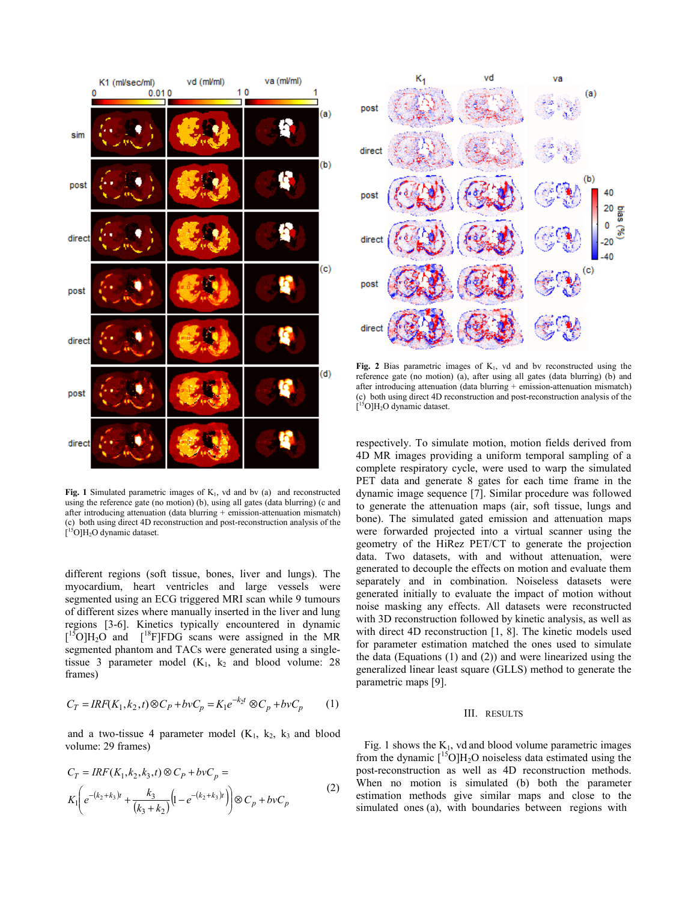Fig. 1 Simulated parametric images of $K_1$, vd and bv (a) and reconstructed using the reference gate (no motion) (b), using all gates (data blurring) (c and after introducing attenuation (data blurring + emission-attenuation mismatch) (c) both using direct 4D reconstruction and post-reconstruction analysis of the [$^{15}$O]$H_2O$ dynamic dataset.

Fig. 2 Bias parametric images of $K_1$, vd and bv reconstructed using the reference gate (no motion) (a), after using all gates (data blurring) (b) and after introducing attenuation (data blurring + emission-attenuation mismatch) (c) both using direct 4D reconstruction and post-reconstruction analysis of the [$^{15}$O]$H_2O$ dynamic dataset.

different regions (soft tissue, bones, liver and lungs). The myocardium, heart ventricles and large vessels were segmented using an ECG triggered MRI scan while 9 tumours of different sizes where manually inserted in the liver and lung regions [3-6]. Kinetics typically encountered in dynamic [$^{15}$O]$H_2O$ and [$^{18}$F]FDG scans were assigned in the MR segmented phantom and TACs were generated using a single-tissue 3 parameter model ($K_1$, $k_2$ and blood volume: 28 frames)

$$C_T = IRF(K_1, k_2, t) \otimes C_P + bvC_p = K_1 e^{-k_2 t} \otimes C_p + bvC_p \tag{1}$$

and a two-tissue 4 parameter model ($K_1$, $k_2$, $k_3$ and blood volume: 29 frames)

$$C_T = IRF(K_1, k_2, k_3, t) \otimes C_P + bvC_p = K_1\left(e^{-(k_2+k_3)t} + \frac{k_3}{(k_3+k_2)}\left(1 - e^{-(k_2+k_3)t}\right)\right) \otimes C_p + bvC_p \tag{2}$$

respectively. To simulate motion, motion fields derived from 4D MR images providing a uniform temporal sampling of a complete respiratory cycle, were used to warp the simulated PET data and generate 8 gates for each time frame in the dynamic image sequence [7]. Similar procedure was followed to generate the attenuation maps (air, soft tissue, lungs and bone). The simulated gated emission and attenuation maps were forwarded projected into a virtual scanner using the geometry of the HiRez PET/CT to generate the projection data. Two datasets, with and without attenuation, were generated to decouple the effects on motion and evaluate them separately and in combination. Noiseless datasets were generated initially to evaluate the impact of motion without noise masking any effects. All datasets were reconstructed with 3D reconstruction followed by kinetic analysis, as well as with direct 4D reconstruction [1, 8]. The kinetic models used for parameter estimation matched the ones used to simulate the data (Equations (1) and (2)) and were linearized using the generalized linear least square (GLLS) method to generate the parametric maps [9].

## III. RESULTS

Fig. 1 shows the $K_1$, vd and blood volume parametric images from the dynamic [$^{15}$O]$H_2O$ noiseless data estimated using the post-reconstruction as well as 4D reconstruction methods. When no motion is simulated (b) both the parameter estimation methods give similar maps and close to the simulated ones (a), with boundaries between regions with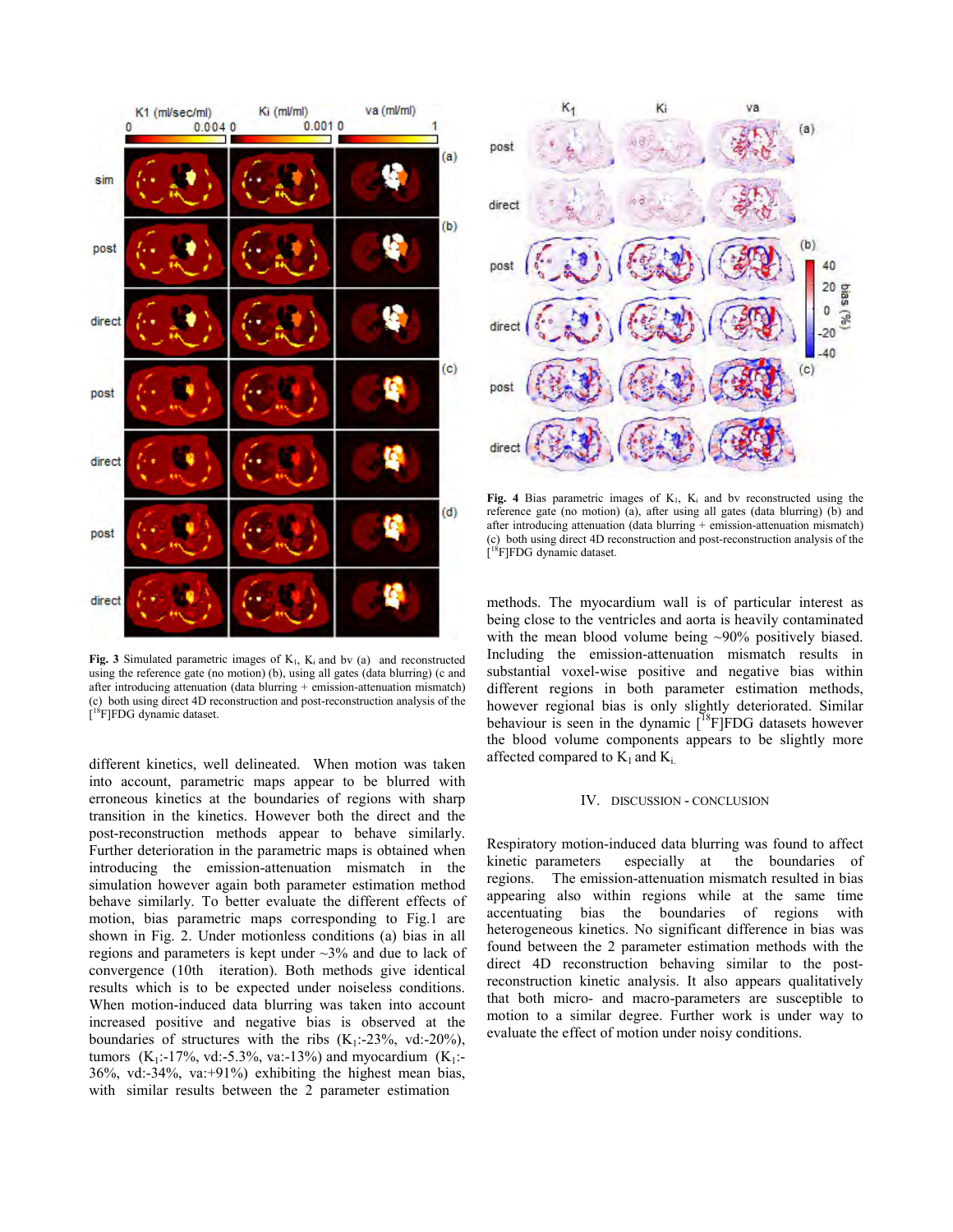**Fig. 3** Simulated parametric images of $K_1$, $K_i$ and bv (a) and reconstructed using the reference gate (no motion) (b), using all gates (data blurring) (c and after introducing attenuation (data blurring + emission-attenuation mismatch) (c) both using direct 4D reconstruction and post-reconstruction analysis of the [18F]FDG dynamic dataset.

different kinetics, well delineated. When motion was taken into account, parametric maps appear to be blurred with erroneous kinetics at the boundaries of regions with sharp transition in the kinetics. However both the direct and the post-reconstruction methods appear to behave similarly. Further deterioration in the parametric maps is obtained when introducing the emission-attenuation mismatch in the simulation however again both parameter estimation method behave similarly. To better evaluate the different effects of motion, bias parametric maps corresponding to Fig.1 are shown in Fig. 2. Under motionless conditions (a) bias in all regions and parameters is kept under ~3% and due to lack of convergence (10th iteration). Both methods give identical results which is to be expected under noiseless conditions. When motion-induced data blurring was taken into account increased positive and negative bias is observed at the boundaries of structures with the ribs ($K_1$:-23%, vd:-20%), tumors ($K_1$:-17%, vd:-5.3%, va:-13%) and myocardium ($K_1$:-36%, vd:-34%, va:+91%) exhibiting the highest mean bias, with similar results between the 2 parameter estimation

**Fig. 4** Bias parametric images of $K_1$, $K_i$ and bv reconstructed using the reference gate (no motion) (a), after using all gates (data blurring) (b) and after introducing attenuation (data blurring + emission-attenuation mismatch) (c) both using direct 4D reconstruction and post-reconstruction analysis of the [18F]FDG dynamic dataset.

methods. The myocardium wall is of particular interest as being close to the ventricles and aorta is heavily contaminated with the mean blood volume being ~90% positively biased. Including the emission-attenuation mismatch results in substantial voxel-wise positive and negative bias within different regions in both parameter estimation methods, however regional bias is only slightly deteriorated. Similar behaviour is seen in the dynamic [18F]FDG datasets however the blood volume components appears to be slightly more affected compared to $K_1$ and $K_i$.

## IV. DISCUSSION - CONCLUSION

Respiratory motion-induced data blurring was found to affect kinetic parameters especially at the boundaries of regions. The emission-attenuation mismatch resulted in bias appearing also within regions while at the same time accentuating bias the boundaries of regions with heterogeneous kinetics. No significant difference in bias was found between the 2 parameter estimation methods with the direct 4D reconstruction behaving similar to the post-reconstruction kinetic analysis. It also appears qualitatively that both micro- and macro-parameters are susceptible to motion to a similar degree. Further work is under way to evaluate the effect of motion under noisy conditions.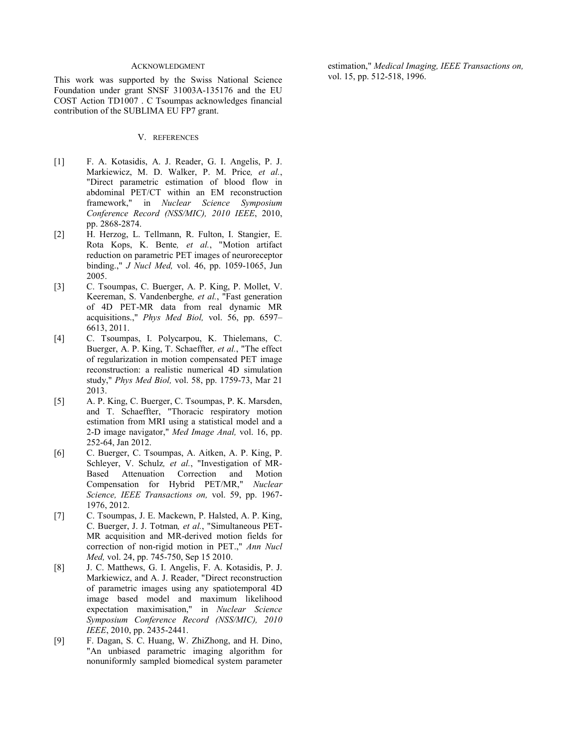## ACKNOWLEDGMENT

This work was supported by the Swiss National Science Foundation under grant SNSF 31003A-135176 and the EU COST Action TD1007 . C Tsoumpas acknowledges financial contribution of the SUBLIMA EU FP7 grant.

## V. REFERENCES

[1] F. A. Kotasidis, A. J. Reader, G. I. Angelis, P. J. Markiewicz, M. D. Walker, P. M. Price*, et al.*, "Direct parametric estimation of blood flow in abdominal PET/CT within an EM reconstruction framework," in *Nuclear Science Symposium Conference Record (NSS/MIC), 2010 IEEE*, 2010, pp. 2868-2874.

[2] H. Herzog, L. Tellmann, R. Fulton, I. Stangier, E. Rota Kops, K. Bente*, et al.*, "Motion artifact reduction on parametric PET images of neuroreceptor binding.," *J Nucl Med,* vol. 46, pp. 1059-1065, Jun 2005.

[3] C. Tsoumpas, C. Buerger, A. P. King, P. Mollet, V. Keereman, S. Vandenberghe*, et al.*, "Fast generation of 4D PET-MR data from real dynamic MR acquisitions.," *Phys Med Biol,* vol. 56, pp. 6597–6613, 2011.

[4] C. Tsoumpas, I. Polycarpou, K. Thielemans, C. Buerger, A. P. King, T. Schaeffter*, et al.*, "The effect of regularization in motion compensated PET image reconstruction: a realistic numerical 4D simulation study," *Phys Med Biol,* vol. 58, pp. 1759-73, Mar 21 2013.

[5] A. P. King, C. Buerger, C. Tsoumpas, P. K. Marsden, and T. Schaeffter, "Thoracic respiratory motion estimation from MRI using a statistical model and a 2-D image navigator," *Med Image Anal,* vol. 16, pp. 252-64, Jan 2012.

[6] C. Buerger, C. Tsoumpas, A. Aitken, A. P. King, P. Schleyer, V. Schulz*, et al.*, "Investigation of MR-Based Attenuation Correction and Motion Compensation for Hybrid PET/MR," *Nuclear Science, IEEE Transactions on,* vol. 59, pp. 1967-1976, 2012.

[7] C. Tsoumpas, J. E. Mackewn, P. Halsted, A. P. King, C. Buerger, J. J. Totman*, et al.*, "Simultaneous PET-MR acquisition and MR-derived motion fields for correction of non-rigid motion in PET.," *Ann Nucl Med,* vol. 24, pp. 745-750, Sep 15 2010.

[8] J. C. Matthews, G. I. Angelis, F. A. Kotasidis, P. J. Markiewicz, and A. J. Reader, "Direct reconstruction of parametric images using any spatiotemporal 4D image based model and maximum likelihood expectation maximisation," in *Nuclear Science Symposium Conference Record (NSS/MIC), 2010 IEEE*, 2010, pp. 2435-2441.

[9] F. Dagan, S. C. Huang, W. ZhiZhong, and H. Dino, "An unbiased parametric imaging algorithm for nonuniformly sampled biomedical system parameter estimation," *Medical Imaging, IEEE Transactions on,* vol. 15, pp. 512-518, 1996.